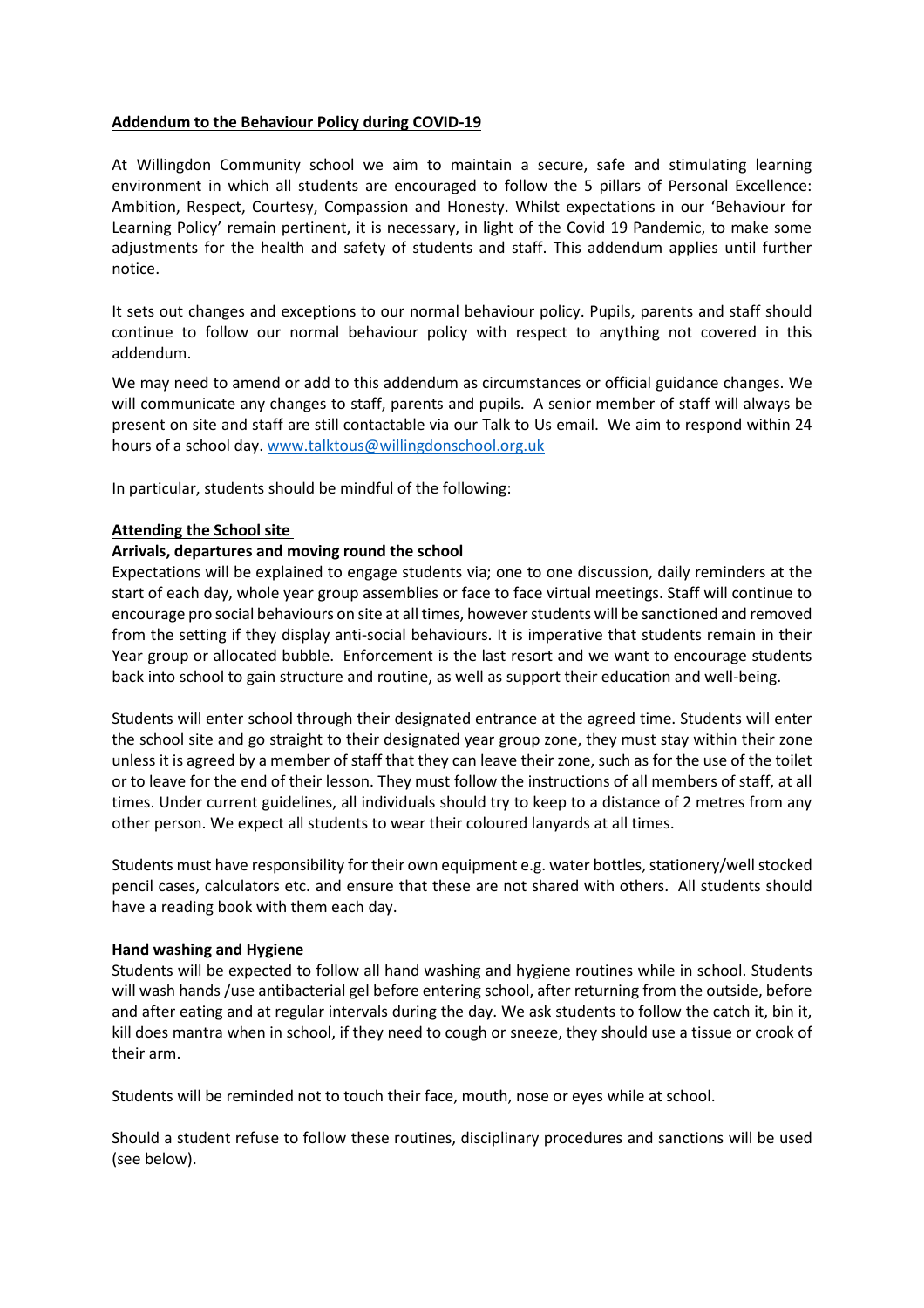**Addendum to the Behaviour Policy during COVID-19**

At Willingdon Community school we aim to maintain a secure, safe and stimulating learning environment in which all students are encouraged to follow the 5 pillars of Personal Excellence: Ambition, Respect, Courtesy, Compassion and Honesty. Whilst expectations in our 'Behaviour for Learning Policy' remain pertinent, it is necessary, in light of the Covid 19 Pandemic, to make some adjustments for the health and safety of students and staff. This addendum applies until further notice.

It sets out changes and exceptions to our normal behaviour policy. Pupils, parents and staff should continue to follow our normal behaviour policy with respect to anything not covered in this addendum.

We may need to amend or add to this addendum as circumstances or official guidance changes. We will communicate any changes to staff, parents and pupils. A senior member of staff will always be present on site and staff are still contactable via our Talk to Us email. We aim to respond within 24 hours of a school day. www.talktous@willingdonschool.org.uk

In particular, students should be mindful of the following:

**Attending the School site**

**Arrivals, departures and moving round the school**

Expectations will be explained to engage students via; one to one discussion, daily reminders at the start of each day, whole year group assemblies or face to face virtual meetings. Staff will continue to encourage pro social behaviours on site at all times, however students will be sanctioned and removed from the setting if they display anti-social behaviours. It is imperative that students remain in their Year group or allocated bubble. Enforcement is the last resort and we want to encourage students back into school to gain structure and routine, as well as support their education and well-being.

Students will enter school through their designated entrance at the agreed time. Students will enter the school site and go straight to their designated year group zone, they must stay within their zone unless it is agreed by a member of staff that they can leave their zone, such as for the use of the toilet or to leave for the end of their lesson. They must follow the instructions of all members of staff, at all times. Under current guidelines, all individuals should try to keep to a distance of 2 metres from any other person. We expect all students to wear their coloured lanyards at all times.

Students must have responsibility for their own equipment e.g. water bottles, stationery/well stocked pencil cases, calculators etc. and ensure that these are not shared with others. All students should have a reading book with them each day.

**Hand washing and Hygiene**

Students will be expected to follow all hand washing and hygiene routines while in school. Students will wash hands /use antibacterial gel before entering school, after returning from the outside, before and after eating and at regular intervals during the day. We ask students to follow the catch it, bin it, kill does mantra when in school, if they need to cough or sneeze, they should use a tissue or crook of their arm.

Students will be reminded not to touch their face, mouth, nose or eyes while at school.

Should a student refuse to follow these routines, disciplinary procedures and sanctions will be used (see below).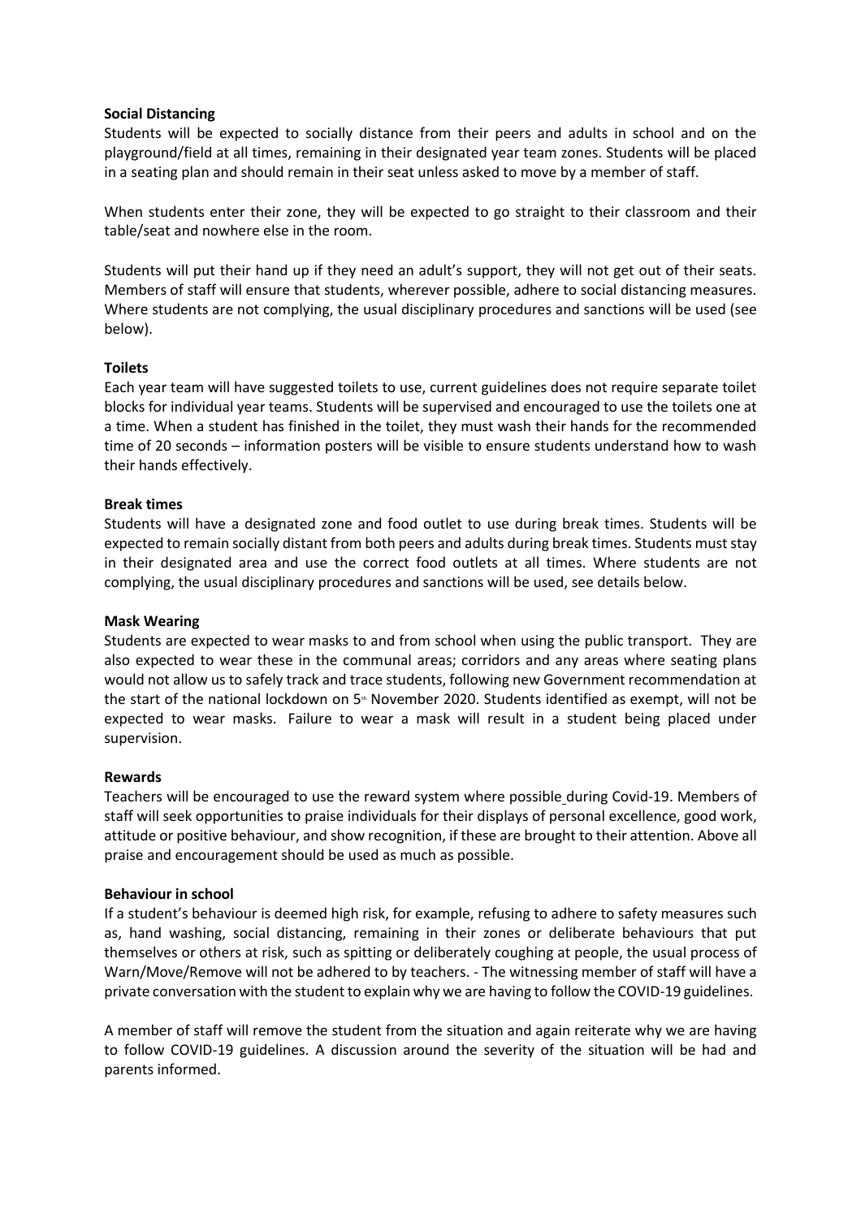**Social Distancing**

Students will be expected to socially distance from their peers and adults in school and on the playground/field at all times, remaining in their designated year team zones. Students will be placed in a seating plan and should remain in their seat unless asked to move by a member of staff.

When students enter their zone, they will be expected to go straight to their classroom and their table/seat and nowhere else in the room.

Students will put their hand up if they need an adult's support, they will not get out of their seats. Members of staff will ensure that students, wherever possible, adhere to social distancing measures. Where students are not complying, the usual disciplinary procedures and sanctions will be used (see below).

**Toilets**

Each year team will have suggested toilets to use, current guidelines does not require separate toilet blocks for individual year teams. Students will be supervised and encouraged to use the toilets one at a time. When a student has finished in the toilet, they must wash their hands for the recommended time of 20 seconds – information posters will be visible to ensure students understand how to wash their hands effectively.

**Break times**

Students will have a designated zone and food outlet to use during break times. Students will be expected to remain socially distant from both peers and adults during break times. Students must stay in their designated area and use the correct food outlets at all times. Where students are not complying, the usual disciplinary procedures and sanctions will be used, see details below.

**Mask Wearing**

Students are expected to wear masks to and from school when using the public transport. They are also expected to wear these in the communal areas; corridors and any areas where seating plans would not allow us to safely track and trace students, following new Government recommendation at the start of the national lockdown on 5th November 2020. Students identified as exempt, will not be expected to wear masks. Failure to wear a mask will result in a student being placed under supervision.

**Rewards**

Teachers will be encouraged to use the reward system where possible during Covid-19. Members of staff will seek opportunities to praise individuals for their displays of personal excellence, good work, attitude or positive behaviour, and show recognition, if these are brought to their attention. Above all praise and encouragement should be used as much as possible.

**Behaviour in school**

If a student's behaviour is deemed high risk, for example, refusing to adhere to safety measures such as, hand washing, social distancing, remaining in their zones or deliberate behaviours that put themselves or others at risk, such as spitting or deliberately coughing at people, the usual process of Warn/Move/Remove will not be adhered to by teachers. - The witnessing member of staff will have a private conversation with the student to explain why we are having to follow the COVID-19 guidelines.

A member of staff will remove the student from the situation and again reiterate why we are having to follow COVID-19 guidelines. A discussion around the severity of the situation will be had and parents informed.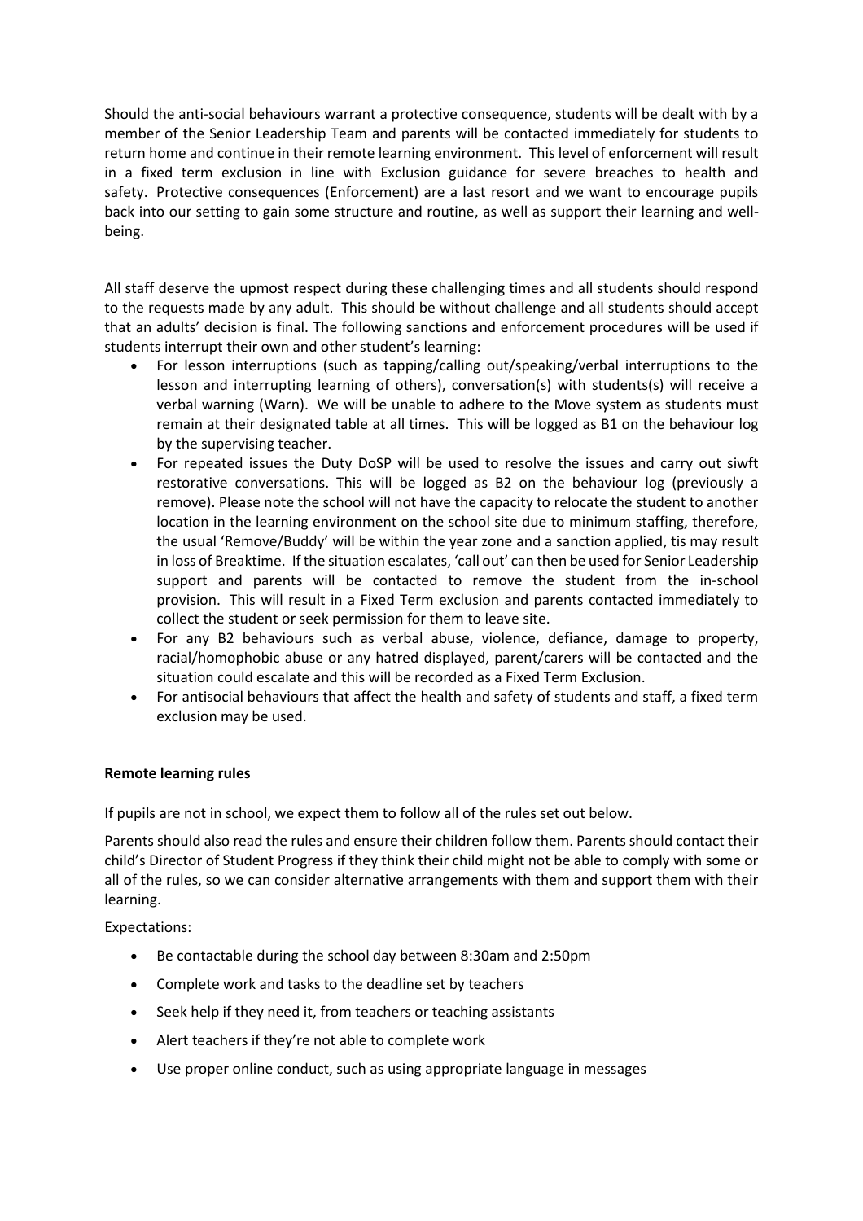Should the anti-social behaviours warrant a protective consequence, students will be dealt with by a member of the Senior Leadership Team and parents will be contacted immediately for students to return home and continue in their remote learning environment. This level of enforcement will result in a fixed term exclusion in line with Exclusion guidance for severe breaches to health and safety. Protective consequences (Enforcement) are a last resort and we want to encourage pupils back into our setting to gain some structure and routine, as well as support their learning and well-being.

All staff deserve the upmost respect during these challenging times and all students should respond to the requests made by any adult. This should be without challenge and all students should accept that an adults' decision is final. The following sanctions and enforcement procedures will be used if students interrupt their own and other student's learning:

- For lesson interruptions (such as tapping/calling out/speaking/verbal interruptions to the lesson and interrupting learning of others), conversation(s) with students(s) will receive a verbal warning (Warn). We will be unable to adhere to the Move system as students must remain at their designated table at all times. This will be logged as B1 on the behaviour log by the supervising teacher.
- For repeated issues the Duty DoSP will be used to resolve the issues and carry out siwft restorative conversations. This will be logged as B2 on the behaviour log (previously a remove). Please note the school will not have the capacity to relocate the student to another location in the learning environment on the school site due to minimum staffing, therefore, the usual 'Remove/Buddy' will be within the year zone and a sanction applied, tis may result in loss of Breaktime. If the situation escalates, 'call out' can then be used for Senior Leadership support and parents will be contacted to remove the student from the in-school provision. This will result in a Fixed Term exclusion and parents contacted immediately to collect the student or seek permission for them to leave site.
- For any B2 behaviours such as verbal abuse, violence, defiance, damage to property, racial/homophobic abuse or any hatred displayed, parent/carers will be contacted and the situation could escalate and this will be recorded as a Fixed Term Exclusion.
- For antisocial behaviours that affect the health and safety of students and staff, a fixed term exclusion may be used.

**Remote learning rules**

If pupils are not in school, we expect them to follow all of the rules set out below.

Parents should also read the rules and ensure their children follow them. Parents should contact their child's Director of Student Progress if they think their child might not be able to comply with some or all of the rules, so we can consider alternative arrangements with them and support them with their learning.

Expectations:

- Be contactable during the school day between 8:30am and 2:50pm
- Complete work and tasks to the deadline set by teachers
- Seek help if they need it, from teachers or teaching assistants
- Alert teachers if they're not able to complete work
- Use proper online conduct, such as using appropriate language in messages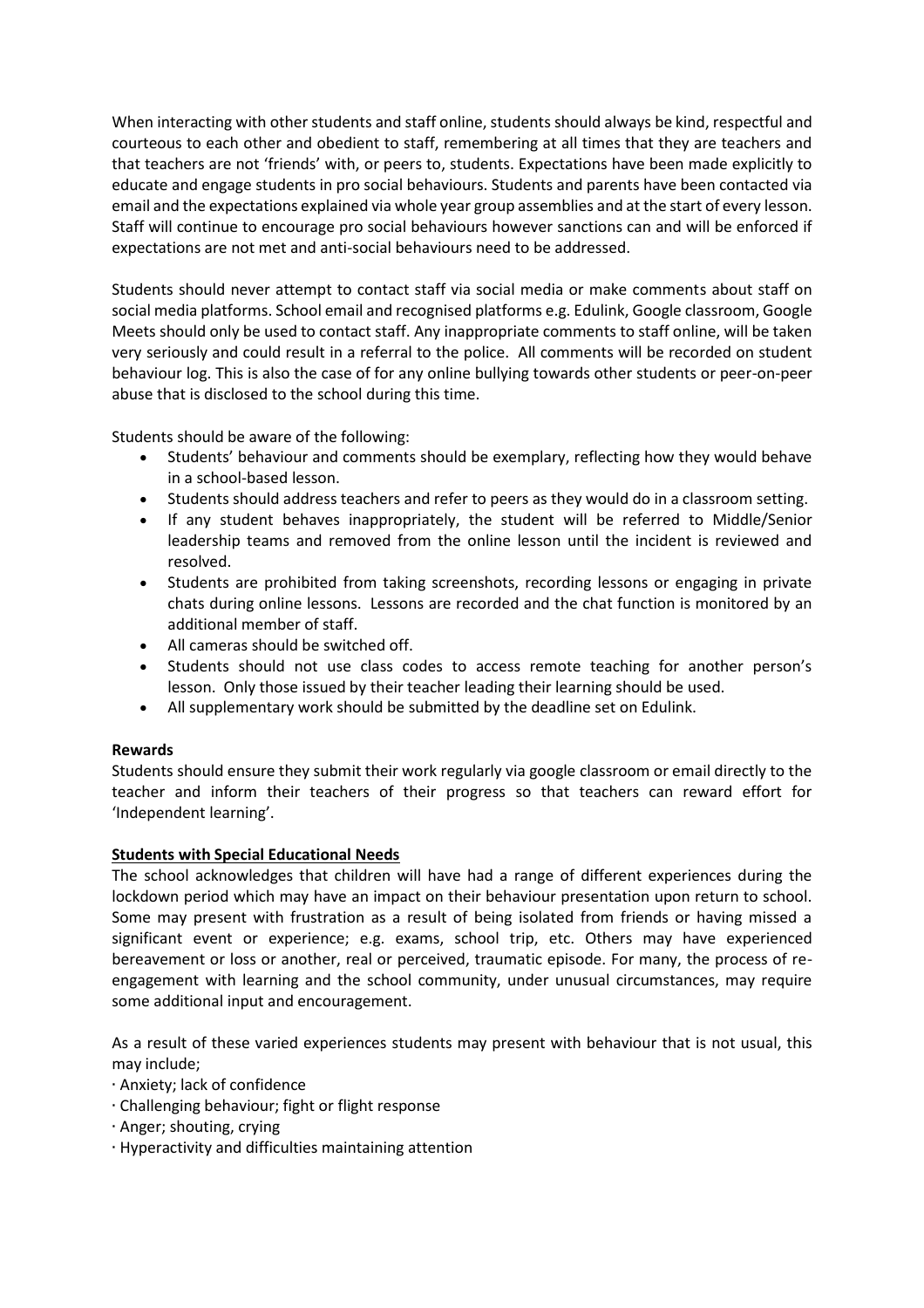When interacting with other students and staff online, students should always be kind, respectful and courteous to each other and obedient to staff, remembering at all times that they are teachers and that teachers are not 'friends' with, or peers to, students. Expectations have been made explicitly to educate and engage students in pro social behaviours. Students and parents have been contacted via email and the expectations explained via whole year group assemblies and at the start of every lesson. Staff will continue to encourage pro social behaviours however sanctions can and will be enforced if expectations are not met and anti-social behaviours need to be addressed.

Students should never attempt to contact staff via social media or make comments about staff on social media platforms. School email and recognised platforms e.g. Edulink, Google classroom, Google Meets should only be used to contact staff. Any inappropriate comments to staff online, will be taken very seriously and could result in a referral to the police. All comments will be recorded on student behaviour log. This is also the case of for any online bullying towards other students or peer-on-peer abuse that is disclosed to the school during this time.

Students should be aware of the following:

- Students' behaviour and comments should be exemplary, reflecting how they would behave in a school-based lesson.
- Students should address teachers and refer to peers as they would do in a classroom setting.
- If any student behaves inappropriately, the student will be referred to Middle/Senior leadership teams and removed from the online lesson until the incident is reviewed and resolved.
- Students are prohibited from taking screenshots, recording lessons or engaging in private chats during online lessons. Lessons are recorded and the chat function is monitored by an additional member of staff.
- All cameras should be switched off.
- Students should not use class codes to access remote teaching for another person's lesson. Only those issued by their teacher leading their learning should be used.
- All supplementary work should be submitted by the deadline set on Edulink.

**Rewards**

Students should ensure they submit their work regularly via google classroom or email directly to the teacher and inform their teachers of their progress so that teachers can reward effort for 'Independent learning'.

**Students with Special Educational Needs**

The school acknowledges that children will have had a range of different experiences during the lockdown period which may have an impact on their behaviour presentation upon return to school. Some may present with frustration as a result of being isolated from friends or having missed a significant event or experience; e.g. exams, school trip, etc. Others may have experienced bereavement or loss or another, real or perceived, traumatic episode. For many, the process of re-engagement with learning and the school community, under unusual circumstances, may require some additional input and encouragement.

As a result of these varied experiences students may present with behaviour that is not usual, this may include;

- Anxiety; lack of confidence
- Challenging behaviour; fight or flight response
- Anger; shouting, crying
- Hyperactivity and difficulties maintaining attention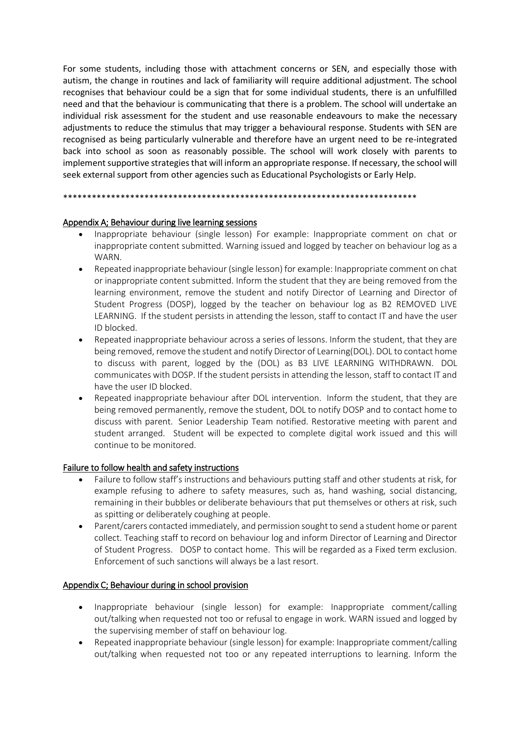For some students, including those with attachment concerns or SEN, and especially those with autism, the change in routines and lack of familiarity will require additional adjustment. The school recognises that behaviour could be a sign that for some individual students, there is an unfulfilled need and that the behaviour is communicating that there is a problem. The school will undertake an individual risk assessment for the student and use reasonable endeavours to make the necessary adjustments to reduce the stimulus that may trigger a behavioural response. Students with SEN are recognised as being particularly vulnerable and therefore have an urgent need to be re-integrated back into school as soon as reasonably possible. The school will work closely with parents to implement supportive strategies that will inform an appropriate response. If necessary, the school will seek external support from other agencies such as Educational Psychologists or Early Help.

***************************************************************************

## Appendix A; Behaviour during live learning sessions

- Inappropriate behaviour (single lesson) For example: Inappropriate comment on chat or inappropriate content submitted. Warning issued and logged by teacher on behaviour log as a WARN.
- Repeated inappropriate behaviour (single lesson) for example: Inappropriate comment on chat or inappropriate content submitted. Inform the student that they are being removed from the learning environment, remove the student and notify Director of Learning and Director of Student Progress (DOSP), logged by the teacher on behaviour log as B2 REMOVED LIVE LEARNING. If the student persists in attending the lesson, staff to contact IT and have the user ID blocked.
- Repeated inappropriate behaviour across a series of lessons. Inform the student, that they are being removed, remove the student and notify Director of Learning(DOL). DOL to contact home to discuss with parent, logged by the (DOL) as B3 LIVE LEARNING WITHDRAWN. DOL communicates with DOSP. If the student persists in attending the lesson, staff to contact IT and have the user ID blocked.
- Repeated inappropriate behaviour after DOL intervention. Inform the student, that they are being removed permanently, remove the student, DOL to notify DOSP and to contact home to discuss with parent. Senior Leadership Team notified. Restorative meeting with parent and student arranged. Student will be expected to complete digital work issued and this will continue to be monitored.

## Failure to follow health and safety instructions

- Failure to follow staff's instructions and behaviours putting staff and other students at risk, for example refusing to adhere to safety measures, such as, hand washing, social distancing, remaining in their bubbles or deliberate behaviours that put themselves or others at risk, such as spitting or deliberately coughing at people.
- Parent/carers contacted immediately, and permission sought to send a student home or parent collect. Teaching staff to record on behaviour log and inform Director of Learning and Director of Student Progress. DOSP to contact home. This will be regarded as a Fixed term exclusion. Enforcement of such sanctions will always be a last resort.

## Appendix C; Behaviour during in school provision

- Inappropriate behaviour (single lesson) for example: Inappropriate comment/calling out/talking when requested not too or refusal to engage in work. WARN issued and logged by the supervising member of staff on behaviour log.
- Repeated inappropriate behaviour (single lesson) for example: Inappropriate comment/calling out/talking when requested not too or any repeated interruptions to learning. Inform the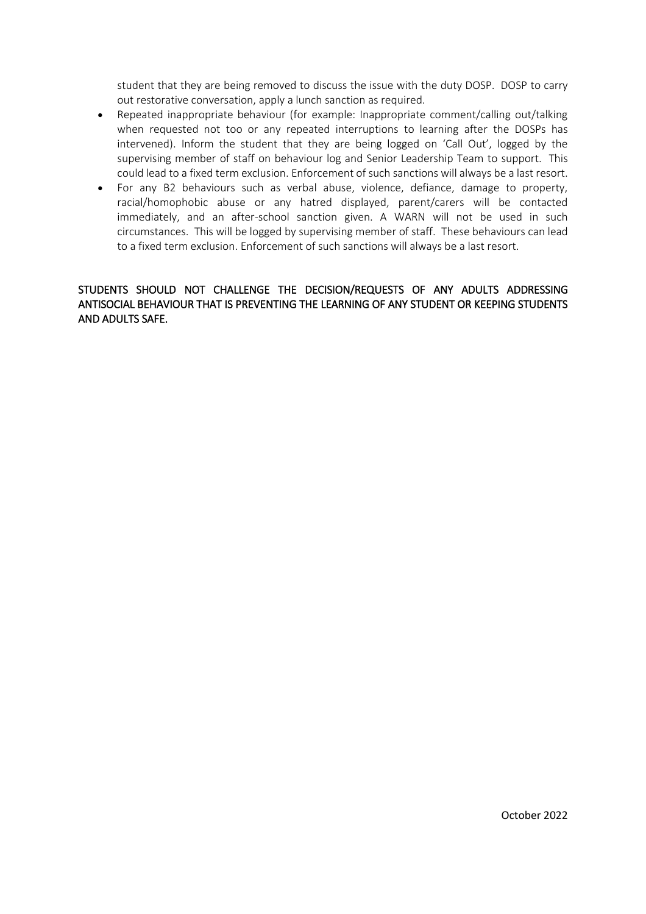student that they are being removed to discuss the issue with the duty DOSP. DOSP to carry out restorative conversation, apply a lunch sanction as required.

- Repeated inappropriate behaviour (for example: Inappropriate comment/calling out/talking when requested not too or any repeated interruptions to learning after the DOSPs has intervened). Inform the student that they are being logged on 'Call Out', logged by the supervising member of staff on behaviour log and Senior Leadership Team to support. This could lead to a fixed term exclusion. Enforcement of such sanctions will always be a last resort.
- For any B2 behaviours such as verbal abuse, violence, defiance, damage to property, racial/homophobic abuse or any hatred displayed, parent/carers will be contacted immediately, and an after-school sanction given. A WARN will not be used in such circumstances. This will be logged by supervising member of staff. These behaviours can lead to a fixed term exclusion. Enforcement of such sanctions will always be a last resort.

STUDENTS SHOULD NOT CHALLENGE THE DECISION/REQUESTS OF ANY ADULTS ADDRESSING ANTISOCIAL BEHAVIOUR THAT IS PREVENTING THE LEARNING OF ANY STUDENT OR KEEPING STUDENTS AND ADULTS SAFE.

October 2022